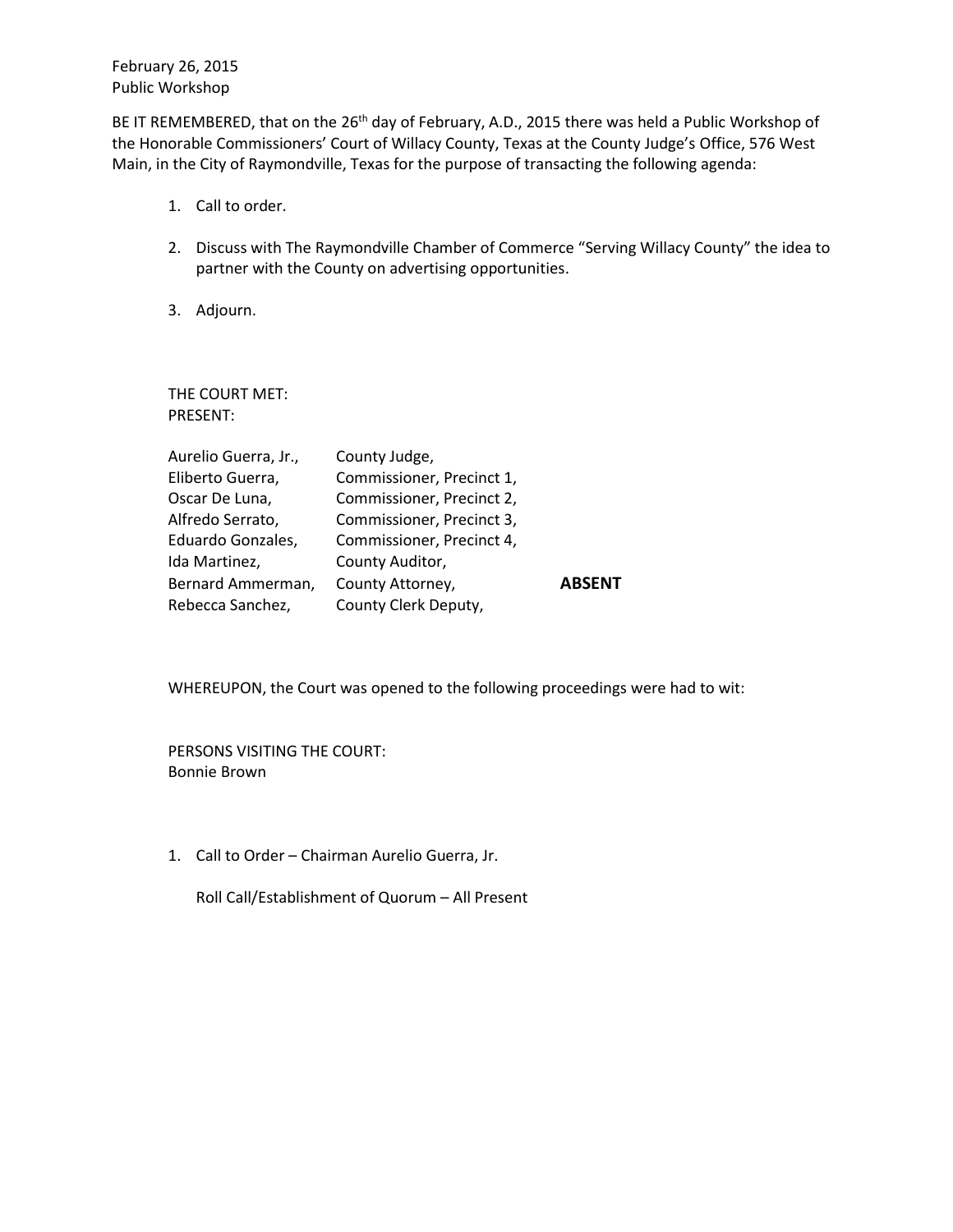February 26, 2015
Public Workshop

BE IT REMEMBERED, that on the 26th day of February, A.D., 2015 there was held a Public Workshop of the Honorable Commissioners' Court of Willacy County, Texas at the County Judge's Office, 576 West Main, in the City of Raymondville, Texas for the purpose of transacting the following agenda:

1. Call to order.

2. Discuss with The Raymondville Chamber of Commerce "Serving Willacy County" the idea to partner with the County on advertising opportunities.

3. Adjourn.

THE COURT MET:
PRESENT:

| | | |
|---|---|---|
| Aurelio Guerra, Jr., | County Judge, | |
| Eliberto Guerra, | Commissioner, Precinct 1, | |
| Oscar De Luna, | Commissioner, Precinct 2, | |
| Alfredo Serrato, | Commissioner, Precinct 3, | |
| Eduardo Gonzales, | Commissioner, Precinct 4, | |
| Ida Martinez, | County Auditor, | |
| Bernard Ammerman, | County Attorney, | **ABSENT** |
| Rebecca Sanchez, | County Clerk Deputy, | |

WHEREUPON, the Court was opened to the following proceedings were had to wit:

PERSONS VISITING THE COURT:
Bonnie Brown

1. Call to Order – Chairman Aurelio Guerra, Jr.

   Roll Call/Establishment of Quorum – All Present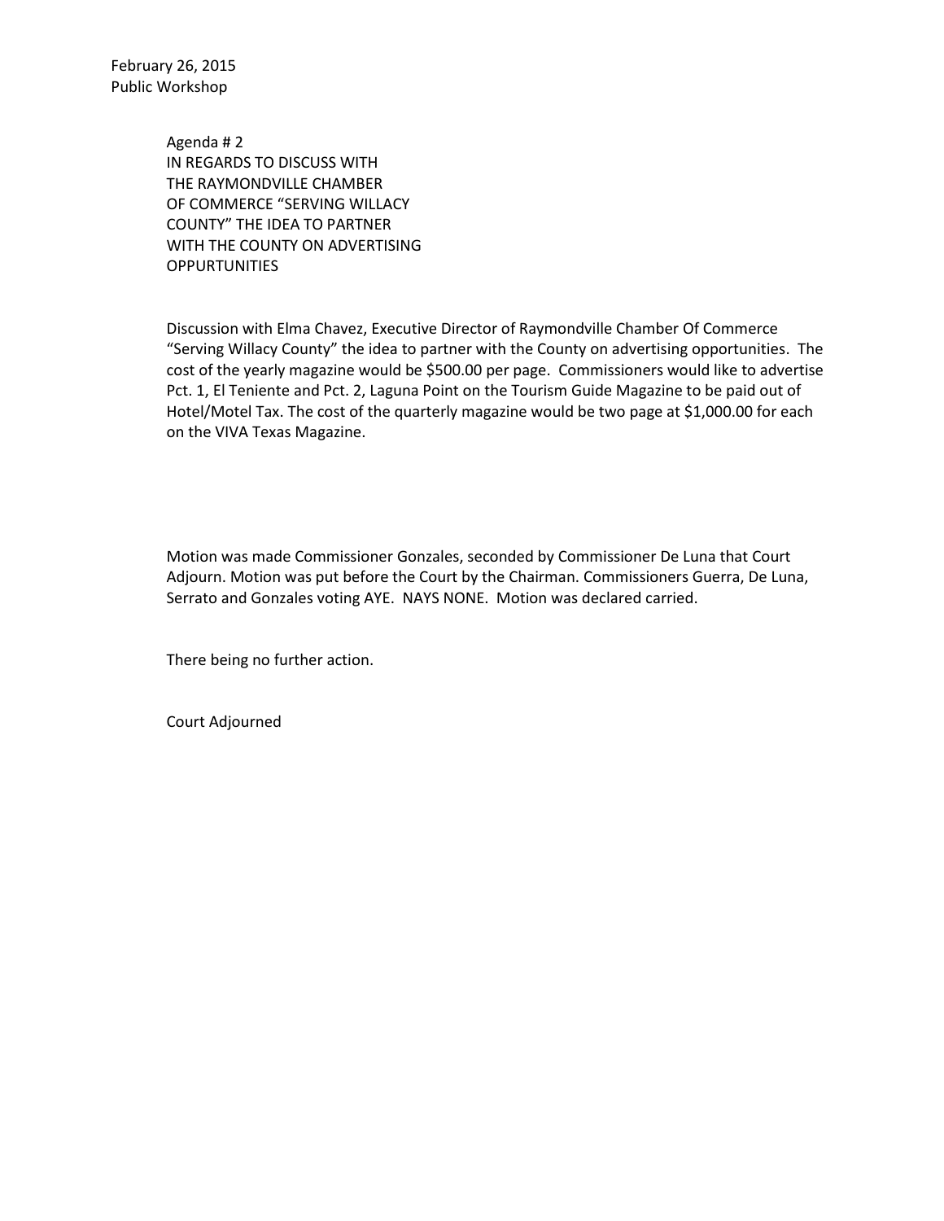February 26, 2015
Public Workshop

Agenda # 2
IN REGARDS TO DISCUSS WITH
THE RAYMONDVILLE CHAMBER
OF COMMERCE "SERVING WILLACY
COUNTY" THE IDEA TO PARTNER
WITH THE COUNTY ON ADVERTISING
OPPURTUNITIES

Discussion with Elma Chavez, Executive Director of Raymondville Chamber Of Commerce "Serving Willacy County" the idea to partner with the County on advertising opportunities. The cost of the yearly magazine would be $500.00 per page. Commissioners would like to advertise Pct. 1, El Teniente and Pct. 2, Laguna Point on the Tourism Guide Magazine to be paid out of Hotel/Motel Tax. The cost of the quarterly magazine would be two page at $1,000.00 for each on the VIVA Texas Magazine.

Motion was made Commissioner Gonzales, seconded by Commissioner De Luna that Court Adjourn. Motion was put before the Court by the Chairman. Commissioners Guerra, De Luna, Serrato and Gonzales voting AYE. NAYS NONE. Motion was declared carried.

There being no further action.

Court Adjourned